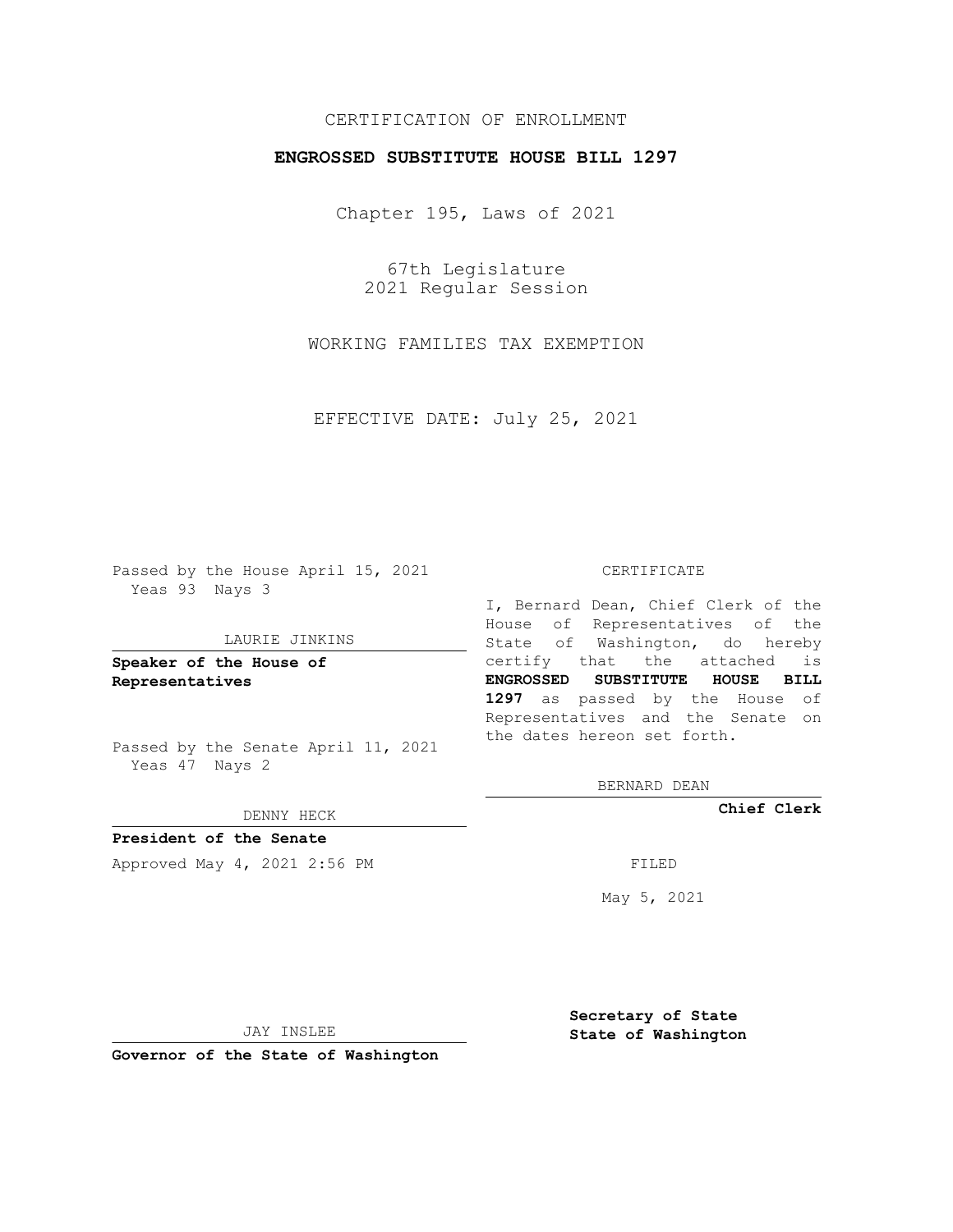CERTIFICATION OF ENROLLMENT

**ENGROSSED SUBSTITUTE HOUSE BILL 1297**

Chapter 195, Laws of 2021

67th Legislature
2021 Regular Session

WORKING FAMILIES TAX EXEMPTION

EFFECTIVE DATE: July 25, 2021

Passed by the House April 15, 2021
Yeas 93 Nays 3

LAURIE JINKINS

**Speaker of the House of Representatives**

Passed by the Senate April 11, 2021
Yeas 47 Nays 2

DENNY HECK

**President of the Senate**

Approved May 4, 2021 2:56 PM

JAY INSLEE

**Governor of the State of Washington**

CERTIFICATE

I, Bernard Dean, Chief Clerk of the House of Representatives of the State of Washington, do hereby certify that the attached is **ENGROSSED SUBSTITUTE HOUSE BILL 1297** as passed by the House of Representatives and the Senate on the dates hereon set forth.

BERNARD DEAN

**Chief Clerk**

FILED

May 5, 2021

**Secretary of State**
**State of Washington**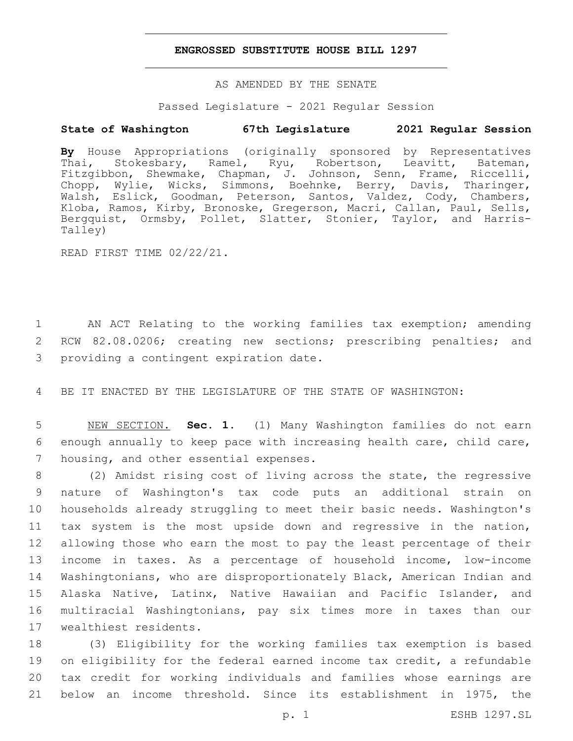**ENGROSSED SUBSTITUTE HOUSE BILL 1297**

AS AMENDED BY THE SENATE

Passed Legislature - 2021 Regular Session

**State of Washington 67th Legislature 2021 Regular Session**

**By** House Appropriations (originally sponsored by Representatives Thai, Stokesbary, Ramel, Ryu, Robertson, Leavitt, Bateman, Fitzgibbon, Shewmake, Chapman, J. Johnson, Senn, Frame, Riccelli, Chopp, Wylie, Wicks, Simmons, Boehnke, Berry, Davis, Tharinger, Walsh, Eslick, Goodman, Peterson, Santos, Valdez, Cody, Chambers, Kloba, Ramos, Kirby, Bronoske, Gregerson, Macri, Callan, Paul, Sells, Bergquist, Ormsby, Pollet, Slatter, Stonier, Taylor, and Harris-Talley)

READ FIRST TIME 02/22/21.

1 AN ACT Relating to the working families tax exemption; amending
2 RCW 82.08.0206; creating new sections; prescribing penalties; and
3 providing a contingent expiration date.

4 BE IT ENACTED BY THE LEGISLATURE OF THE STATE OF WASHINGTON:

5 NEW SECTION. **Sec. 1.** (1) Many Washington families do not earn
6 enough annually to keep pace with increasing health care, child care,
7 housing, and other essential expenses.

8 (2) Amidst rising cost of living across the state, the regressive
9 nature of Washington's tax code puts an additional strain on
10 households already struggling to meet their basic needs. Washington's
11 tax system is the most upside down and regressive in the nation,
12 allowing those who earn the most to pay the least percentage of their
13 income in taxes. As a percentage of household income, low-income
14 Washingtonians, who are disproportionately Black, American Indian and
15 Alaska Native, Latinx, Native Hawaiian and Pacific Islander, and
16 multiracial Washingtonians, pay six times more in taxes than our
17 wealthiest residents.

18 (3) Eligibility for the working families tax exemption is based
19 on eligibility for the federal earned income tax credit, a refundable
20 tax credit for working individuals and families whose earnings are
21 below an income threshold. Since its establishment in 1975, the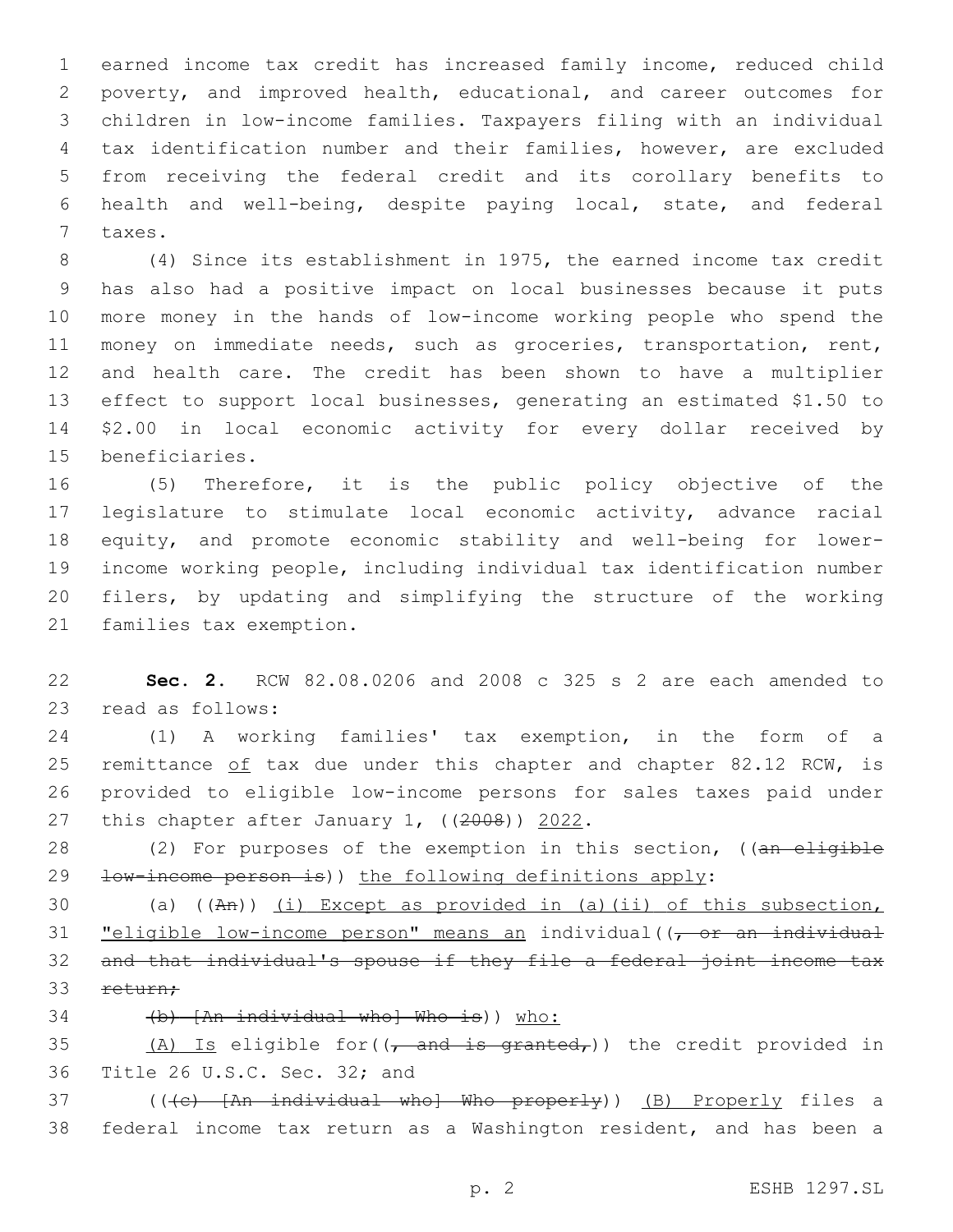earned income tax credit has increased family income, reduced child poverty, and improved health, educational, and career outcomes for children in low-income families. Taxpayers filing with an individual tax identification number and their families, however, are excluded from receiving the federal credit and its corollary benefits to health and well-being, despite paying local, state, and federal taxes.

(4) Since its establishment in 1975, the earned income tax credit has also had a positive impact on local businesses because it puts more money in the hands of low-income working people who spend the money on immediate needs, such as groceries, transportation, rent, and health care. The credit has been shown to have a multiplier effect to support local businesses, generating an estimated $1.50 to $2.00 in local economic activity for every dollar received by beneficiaries.

(5) Therefore, it is the public policy objective of the legislature to stimulate local economic activity, advance racial equity, and promote economic stability and well-being for lower-income working people, including individual tax identification number filers, by updating and simplifying the structure of the working families tax exemption.

**Sec. 2.** RCW 82.08.0206 and 2008 c 325 s 2 are each amended to read as follows:

(1) A working families' tax exemption, in the form of a remittance <u>of</u> tax due under this chapter and chapter 82.12 RCW, is provided to eligible low-income persons for sales taxes paid under this chapter after January 1, ((~~2008~~)) <u>2022</u>.

(2) For purposes of the exemption in this section, ((~~an eligible low-income person is~~)) <u>the following definitions apply</u>:

(a) ((~~An~~)) <u>(i) Except as provided in (a)(ii) of this subsection, "eligible low-income person" means an</u> individual((~~, or an individual and that individual's spouse if they file a federal joint income tax return;~~

~~(b) [An individual who] Who is~~)) <u>who:</u>

<u>(A) Is</u> eligible for((~~, and is granted,~~)) the credit provided in Title 26 U.S.C. Sec. 32; and

((~~(c) [An individual who] Who properly~~)) <u>(B) Properly</u> files a federal income tax return as a Washington resident, and has been a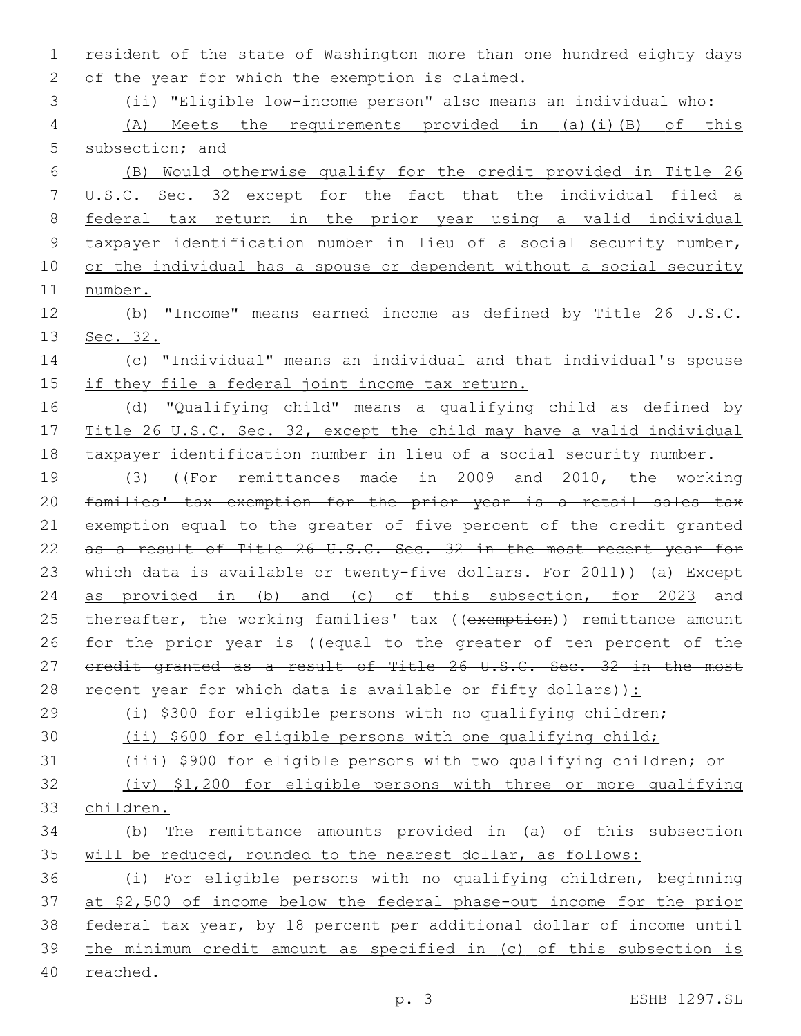resident of the state of Washington more than one hundred eighty days of the year for which the exemption is claimed.

(ii) "Eligible low-income person" also means an individual who:

(A) Meets the requirements provided in (a)(i)(B) of this subsection; and

(B) Would otherwise qualify for the credit provided in Title 26 U.S.C. Sec. 32 except for the fact that the individual filed a federal tax return in the prior year using a valid individual taxpayer identification number in lieu of a social security number, or the individual has a spouse or dependent without a social security number.

(b) "Income" means earned income as defined by Title 26 U.S.C. Sec. 32.

(c) "Individual" means an individual and that individual's spouse if they file a federal joint income tax return.

(d) "Qualifying child" means a qualifying child as defined by Title 26 U.S.C. Sec. 32, except the child may have a valid individual taxpayer identification number in lieu of a social security number.

(3) ((~~For remittances made in 2009 and 2010, the working families' tax exemption for the prior year is a retail sales tax exemption equal to the greater of five percent of the credit granted as a result of Title 26 U.S.C. Sec. 32 in the most recent year for which data is available or twenty-five dollars. For 2011~~)) (a) Except as provided in (b) and (c) of this subsection, for 2023 and thereafter, the working families' tax ((~~exemption~~)) remittance amount for the prior year is ((~~equal to the greater of ten percent of the credit granted as a result of Title 26 U.S.C. Sec. 32 in the most recent year for which data is available or fifty dollars~~)):

(i) $300 for eligible persons with no qualifying children;

(ii) $600 for eligible persons with one qualifying child;

(iii) $900 for eligible persons with two qualifying children; or

(iv) $1,200 for eligible persons with three or more qualifying children.

(b) The remittance amounts provided in (a) of this subsection will be reduced, rounded to the nearest dollar, as follows:

(i) For eligible persons with no qualifying children, beginning at $2,500 of income below the federal phase-out income for the prior federal tax year, by 18 percent per additional dollar of income until the minimum credit amount as specified in (c) of this subsection is reached.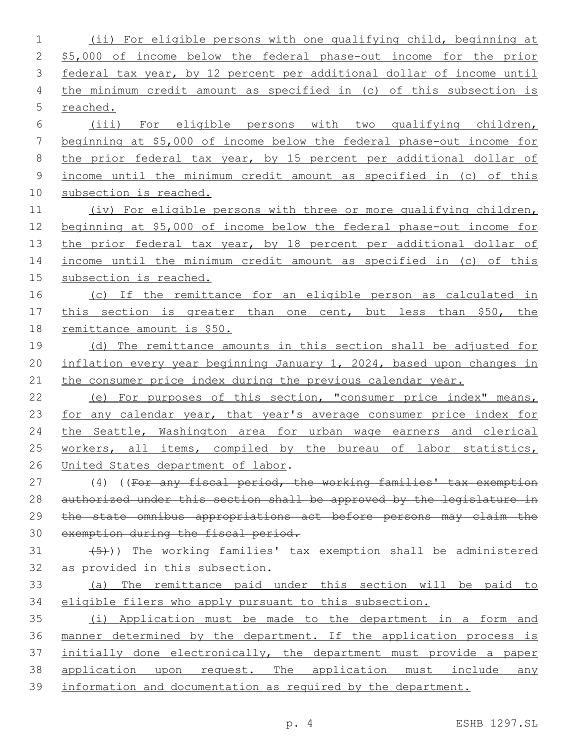(ii) For eligible persons with one qualifying child, beginning at $5,000 of income below the federal phase-out income for the prior federal tax year, by 12 percent per additional dollar of income until the minimum credit amount as specified in (c) of this subsection is reached.

(iii) For eligible persons with two qualifying children, beginning at $5,000 of income below the federal phase-out income for the prior federal tax year, by 15 percent per additional dollar of income until the minimum credit amount as specified in (c) of this subsection is reached.

(iv) For eligible persons with three or more qualifying children, beginning at $5,000 of income below the federal phase-out income for the prior federal tax year, by 18 percent per additional dollar of income until the minimum credit amount as specified in (c) of this subsection is reached.

(c) If the remittance for an eligible person as calculated in this section is greater than one cent, but less than $50, the remittance amount is $50.

(d) The remittance amounts in this section shall be adjusted for inflation every year beginning January 1, 2024, based upon changes in the consumer price index during the previous calendar year.

(e) For purposes of this section, "consumer price index" means, for any calendar year, that year's average consumer price index for the Seattle, Washington area for urban wage earners and clerical workers, all items, compiled by the bureau of labor statistics, United States department of labor.

(4) ((~~For any fiscal period, the working families' tax exemption authorized under this section shall be approved by the legislature in the state omnibus appropriations act before persons may claim the exemption during the fiscal period.~~

~~(5)~~)) The working families' tax exemption shall be administered as provided in this subsection.

(a) The remittance paid under this section will be paid to eligible filers who apply pursuant to this subsection.

(i) Application must be made to the department in a form and manner determined by the department. If the application process is initially done electronically, the department must provide a paper application upon request. The application must include any information and documentation as required by the department.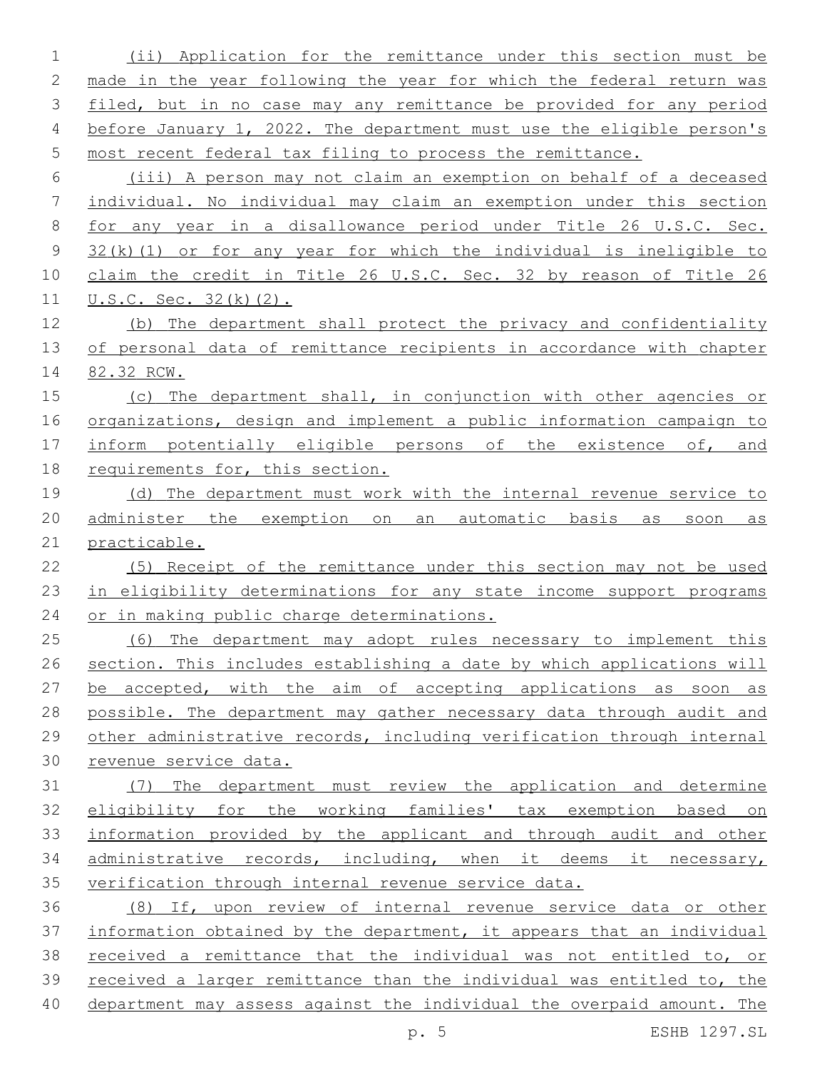(ii) Application for the remittance under this section must be made in the year following the year for which the federal return was filed, but in no case may any remittance be provided for any period before January 1, 2022. The department must use the eligible person's most recent federal tax filing to process the remittance.

(iii) A person may not claim an exemption on behalf of a deceased individual. No individual may claim an exemption under this section for any year in a disallowance period under Title 26 U.S.C. Sec. 32(k)(1) or for any year for which the individual is ineligible to claim the credit in Title 26 U.S.C. Sec. 32 by reason of Title 26 U.S.C. Sec. 32(k)(2).

(b) The department shall protect the privacy and confidentiality of personal data of remittance recipients in accordance with chapter 82.32 RCW.

(c) The department shall, in conjunction with other agencies or organizations, design and implement a public information campaign to inform potentially eligible persons of the existence of, and requirements for, this section.

(d) The department must work with the internal revenue service to administer the exemption on an automatic basis as soon as practicable.

(5) Receipt of the remittance under this section may not be used in eligibility determinations for any state income support programs or in making public charge determinations.

(6) The department may adopt rules necessary to implement this section. This includes establishing a date by which applications will be accepted, with the aim of accepting applications as soon as possible. The department may gather necessary data through audit and other administrative records, including verification through internal revenue service data.

(7) The department must review the application and determine eligibility for the working families' tax exemption based on information provided by the applicant and through audit and other administrative records, including, when it deems it necessary, verification through internal revenue service data.

(8) If, upon review of internal revenue service data or other information obtained by the department, it appears that an individual received a remittance that the individual was not entitled to, or received a larger remittance than the individual was entitled to, the department may assess against the individual the overpaid amount. The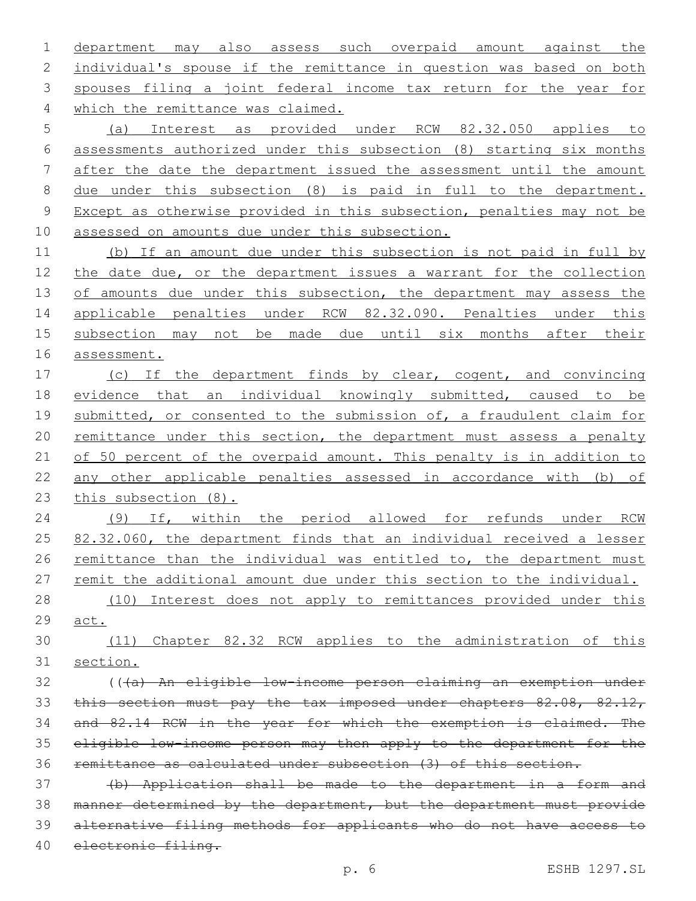department may also assess such overpaid amount against the individual's spouse if the remittance in question was based on both spouses filing a joint federal income tax return for the year for which the remittance was claimed.

(a) Interest as provided under RCW 82.32.050 applies to assessments authorized under this subsection (8) starting six months after the date the department issued the assessment until the amount due under this subsection (8) is paid in full to the department. Except as otherwise provided in this subsection, penalties may not be assessed on amounts due under this subsection.

(b) If an amount due under this subsection is not paid in full by the date due, or the department issues a warrant for the collection of amounts due under this subsection, the department may assess the applicable penalties under RCW 82.32.090. Penalties under this subsection may not be made due until six months after their assessment.

(c) If the department finds by clear, cogent, and convincing evidence that an individual knowingly submitted, caused to be submitted, or consented to the submission of, a fraudulent claim for remittance under this section, the department must assess a penalty of 50 percent of the overpaid amount. This penalty is in addition to any other applicable penalties assessed in accordance with (b) of this subsection (8).

(9) If, within the period allowed for refunds under RCW 82.32.060, the department finds that an individual received a lesser remittance than the individual was entitled to, the department must remit the additional amount due under this section to the individual.

(10) Interest does not apply to remittances provided under this act.

(11) Chapter 82.32 RCW applies to the administration of this section.

~~((~~~~(a) An eligible low-income person claiming an exemption under this section must pay the tax imposed under chapters 82.08, 82.12, and 82.14 RCW in the year for which the exemption is claimed. The eligible low-income person may then apply to the department for the remittance as calculated under subsection (3) of this section.~~

~~(b) Application shall be made to the department in a form and manner determined by the department, but the department must provide alternative filing methods for applicants who do not have access to electronic filing.~~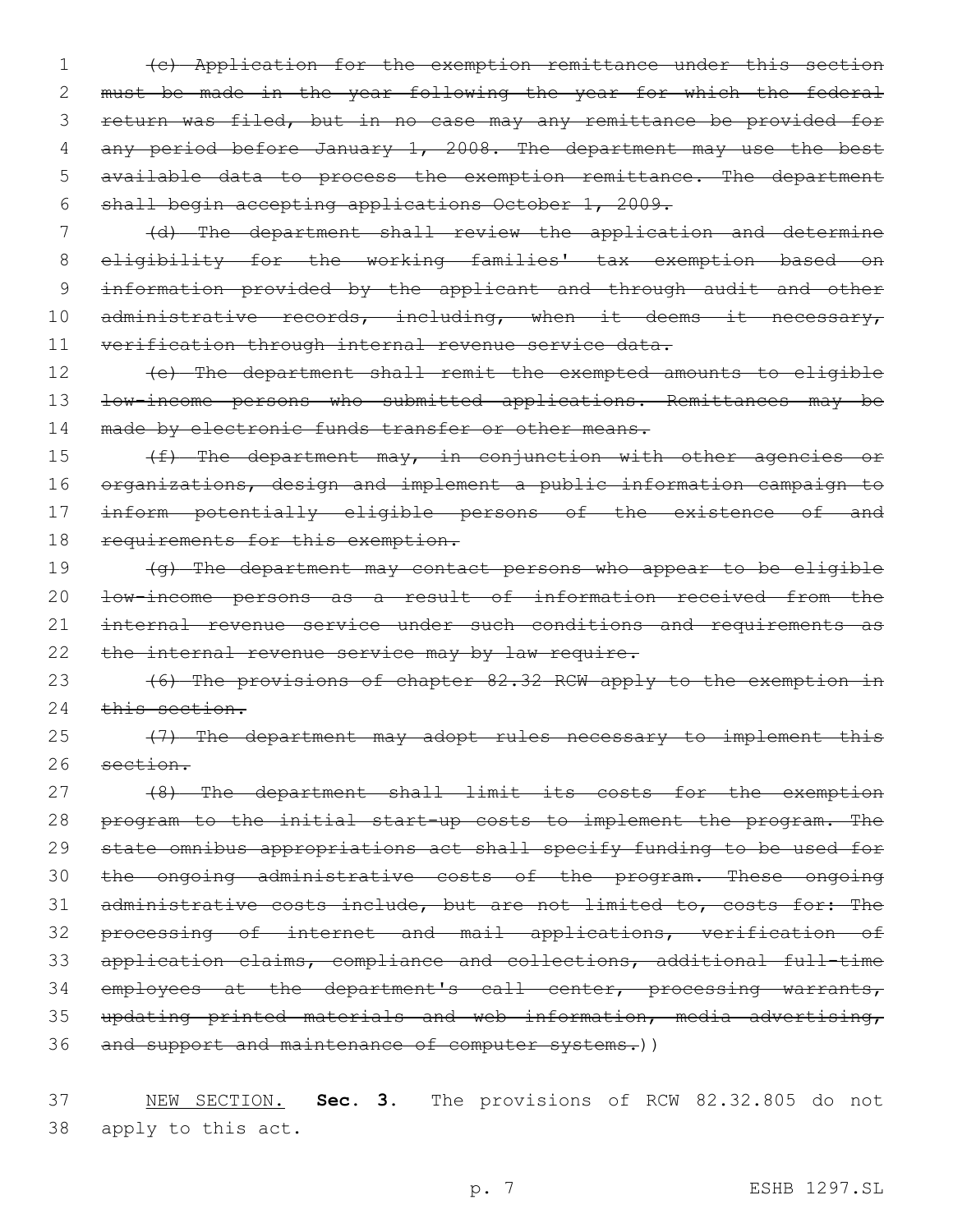(c) Application for the exemption remittance under this section must be made in the year following the year for which the federal return was filed, but in no case may any remittance be provided for any period before January 1, 2008. The department may use the best available data to process the exemption remittance. The department shall begin accepting applications October 1, 2009.

(d) The department shall review the application and determine eligibility for the working families' tax exemption based on information provided by the applicant and through audit and other administrative records, including, when it deems it necessary, verification through internal revenue service data.

(e) The department shall remit the exempted amounts to eligible low-income persons who submitted applications. Remittances may be made by electronic funds transfer or other means.

(f) The department may, in conjunction with other agencies or organizations, design and implement a public information campaign to inform potentially eligible persons of the existence of and requirements for this exemption.

(g) The department may contact persons who appear to be eligible low-income persons as a result of information received from the internal revenue service under such conditions and requirements as the internal revenue service may by law require.

(6) The provisions of chapter 82.32 RCW apply to the exemption in this section.

(7) The department may adopt rules necessary to implement this section.

(8) The department shall limit its costs for the exemption program to the initial start-up costs to implement the program. The state omnibus appropriations act shall specify funding to be used for the ongoing administrative costs of the program. These ongoing administrative costs include, but are not limited to, costs for: The processing of internet and mail applications, verification of application claims, compliance and collections, additional full-time employees at the department's call center, processing warrants, updating printed materials and web information, media advertising, and support and maintenance of computer systems.))

NEW SECTION. **Sec. 3.** The provisions of RCW 82.32.805 do not apply to this act.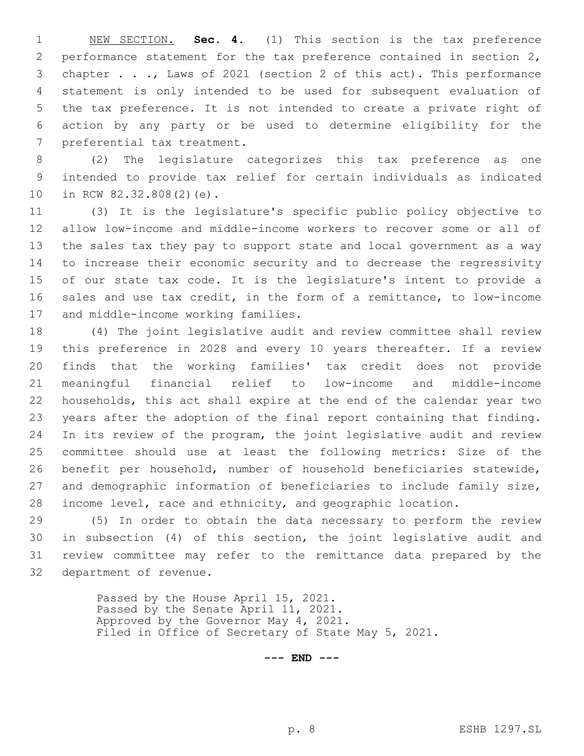NEW SECTION. **Sec. 4.** (1) This section is the tax preference performance statement for the tax preference contained in section 2, chapter . . ., Laws of 2021 (section 2 of this act). This performance statement is only intended to be used for subsequent evaluation of the tax preference. It is not intended to create a private right of action by any party or be used to determine eligibility for the preferential tax treatment.

(2) The legislature categorizes this tax preference as one intended to provide tax relief for certain individuals as indicated in RCW 82.32.808(2)(e).

(3) It is the legislature's specific public policy objective to allow low-income and middle-income workers to recover some or all of the sales tax they pay to support state and local government as a way to increase their economic security and to decrease the regressivity of our state tax code. It is the legislature's intent to provide a sales and use tax credit, in the form of a remittance, to low-income and middle-income working families.

(4) The joint legislative audit and review committee shall review this preference in 2028 and every 10 years thereafter. If a review finds that the working families' tax credit does not provide meaningful financial relief to low-income and middle-income households, this act shall expire at the end of the calendar year two years after the adoption of the final report containing that finding. In its review of the program, the joint legislative audit and review committee should use at least the following metrics: Size of the benefit per household, number of household beneficiaries statewide, and demographic information of beneficiaries to include family size, income level, race and ethnicity, and geographic location.

(5) In order to obtain the data necessary to perform the review in subsection (4) of this section, the joint legislative audit and review committee may refer to the remittance data prepared by the department of revenue.

Passed by the House April 15, 2021.
Passed by the Senate April 11, 2021.
Approved by the Governor May 4, 2021.
Filed in Office of Secretary of State May 5, 2021.

**--- END ---**